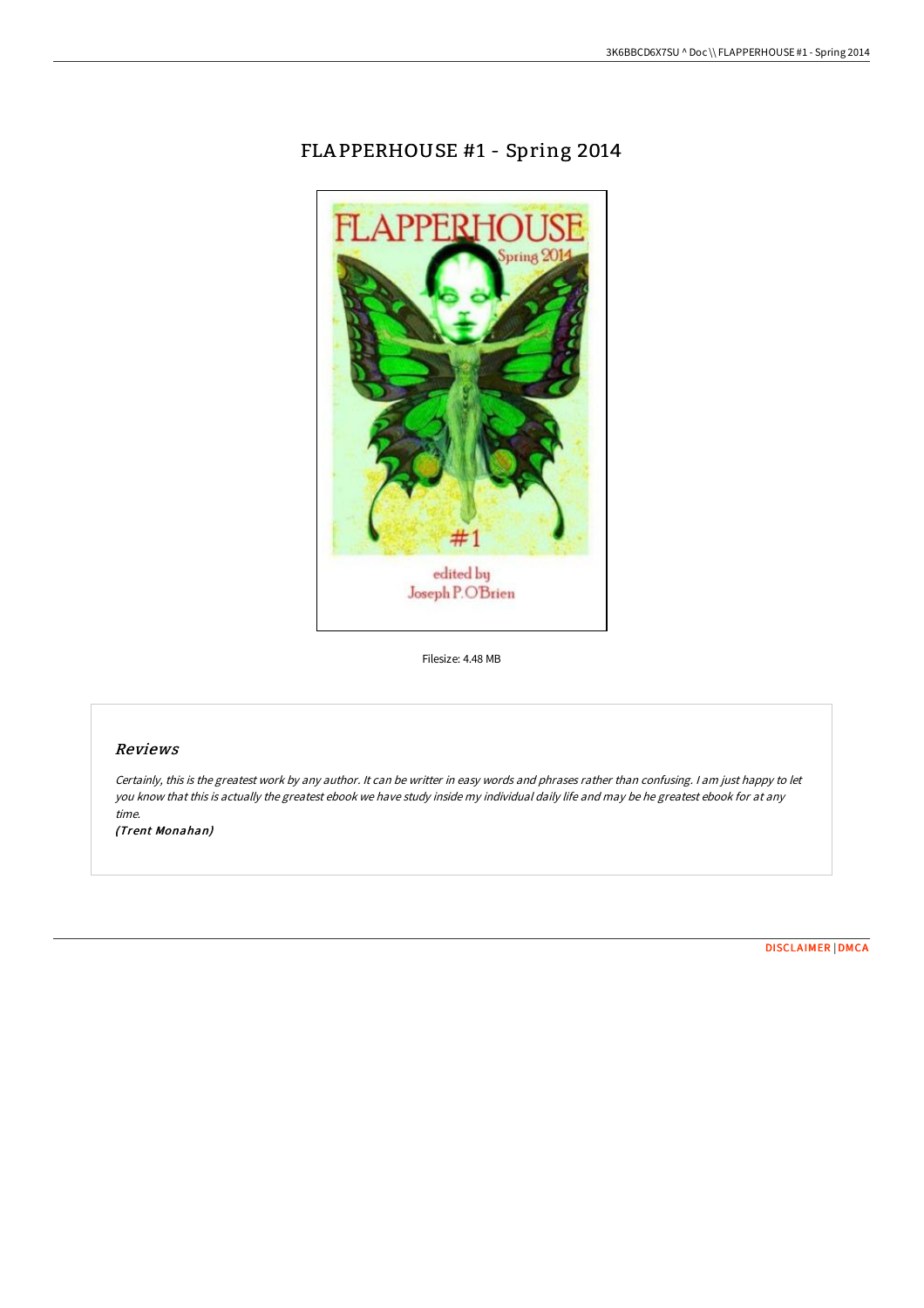# FLAPPERHOUSE #1 - Spring 2014

Filesize: 4.48 MB

## Reviews

*Certainly, this is the greatest work by any author. It can be writter in easy words and phrases rather than confusing. I am just happy to let you know that this is actually the greatest ebook we have study inside my individual daily life and may be he greatest ebook for at any time.*

***(Trent Monahan)***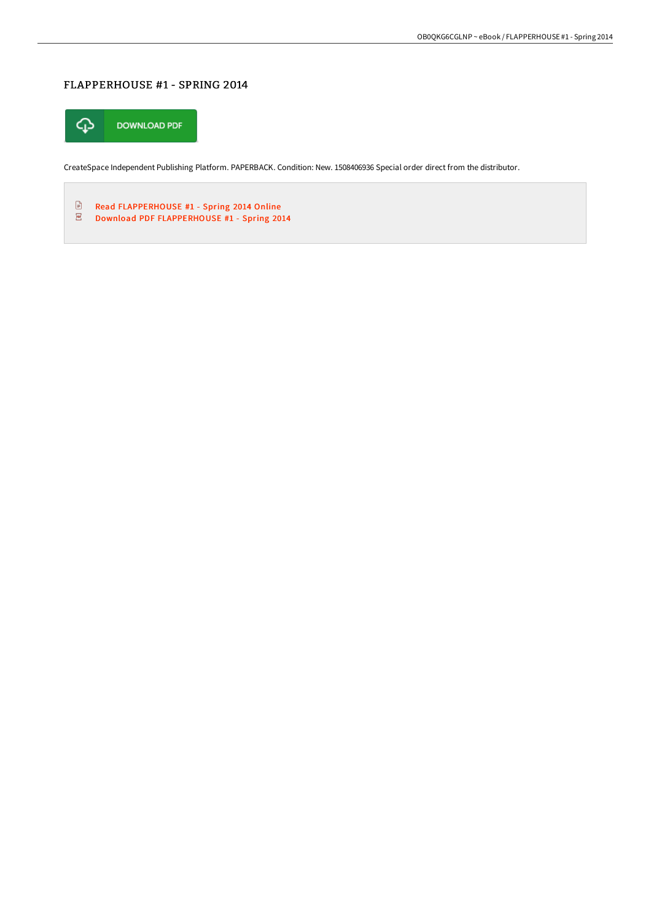# FLAPPERHOUSE #1 - SPRING 2014

DOWNLOAD PDF

CreateSpace Independent Publishing Platform. PAPERBACK. Condition: New. 1508406936 Special order direct from the distributor.

- Read FLAPPERHOUSE #1 - Spring 2014 Online
- Download PDF FLAPPERHOUSE #1 - Spring 2014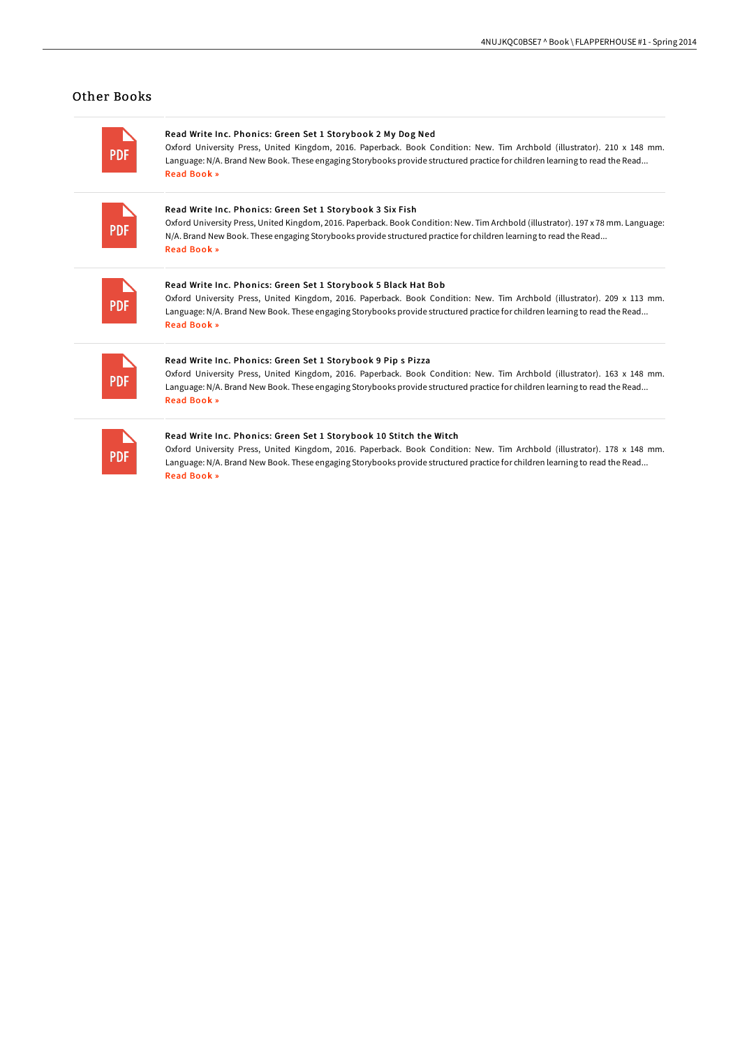## Other Books

### Read Write Inc. Phonics: Green Set 1 Storybook 2 My Dog Ned

Oxford University Press, United Kingdom, 2016. Paperback. Book Condition: New. Tim Archbold (illustrator). 210 x 148 mm. Language: N/A. Brand New Book. These engaging Storybooks provide structured practice for children learning to read the Read...

Read Book »

### Read Write Inc. Phonics: Green Set 1 Storybook 3 Six Fish

Oxford University Press, United Kingdom, 2016. Paperback. Book Condition: New. Tim Archbold (illustrator). 197 x 78 mm. Language: N/A. Brand New Book. These engaging Storybooks provide structured practice for children learning to read the Read...

Read Book »

### Read Write Inc. Phonics: Green Set 1 Storybook 5 Black Hat Bob

Oxford University Press, United Kingdom, 2016. Paperback. Book Condition: New. Tim Archbold (illustrator). 209 x 113 mm. Language: N/A. Brand New Book. These engaging Storybooks provide structured practice for children learning to read the Read...

Read Book »

### Read Write Inc. Phonics: Green Set 1 Storybook 9 Pip s Pizza

Oxford University Press, United Kingdom, 2016. Paperback. Book Condition: New. Tim Archbold (illustrator). 163 x 148 mm. Language: N/A. Brand New Book. These engaging Storybooks provide structured practice for children learning to read the Read...

Read Book »

### Read Write Inc. Phonics: Green Set 1 Storybook 10 Stitch the Witch

Oxford University Press, United Kingdom, 2016. Paperback. Book Condition: New. Tim Archbold (illustrator). 178 x 148 mm. Language: N/A. Brand New Book. These engaging Storybooks provide structured practice for children learning to read the Read...

Read Book »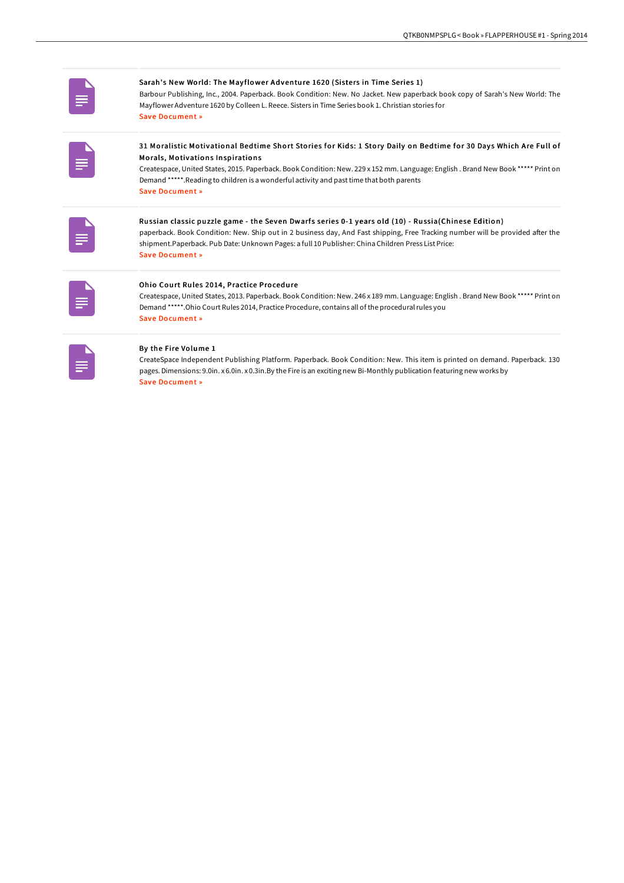### Sarah's New World: The Mayflower Adventure 1620 (Sisters in Time Series 1)

Barbour Publishing, Inc., 2004. Paperback. Book Condition: New. No Jacket. New paperback book copy of Sarah's New World: The Mayflower Adventure 1620 by Colleen L. Reece. Sisters in Time Series book 1. Christian stories for

Save Document »

### 31 Moralistic Motivational Bedtime Short Stories for Kids: 1 Story Daily on Bedtime for 30 Days Which Are Full of Morals, Motivations Inspirations

Createspace, United States, 2015. Paperback. Book Condition: New. 229 x 152 mm. Language: English . Brand New Book ***** Print on Demand *****.Reading to children is a wonderful activity and past time that both parents

Save Document »

### Russian classic puzzle game - the Seven Dwarfs series 0-1 years old (10) - Russia(Chinese Edition)

paperback. Book Condition: New. Ship out in 2 business day, And Fast shipping, Free Tracking number will be provided after the shipment.Paperback. Pub Date: Unknown Pages: a full 10 Publisher: China Children Press List Price:

Save Document »

### Ohio Court Rules 2014, Practice Procedure

Createspace, United States, 2013. Paperback. Book Condition: New. 246 x 189 mm. Language: English . Brand New Book ***** Print on Demand *****.Ohio Court Rules 2014, Practice Procedure, contains all of the procedural rules you

Save Document »

### By the Fire Volume 1

CreateSpace Independent Publishing Platform. Paperback. Book Condition: New. This item is printed on demand. Paperback. 130 pages. Dimensions: 9.0in. x 6.0in. x 0.3in.By the Fire is an exciting new Bi-Monthly publication featuring new works by

Save Document »